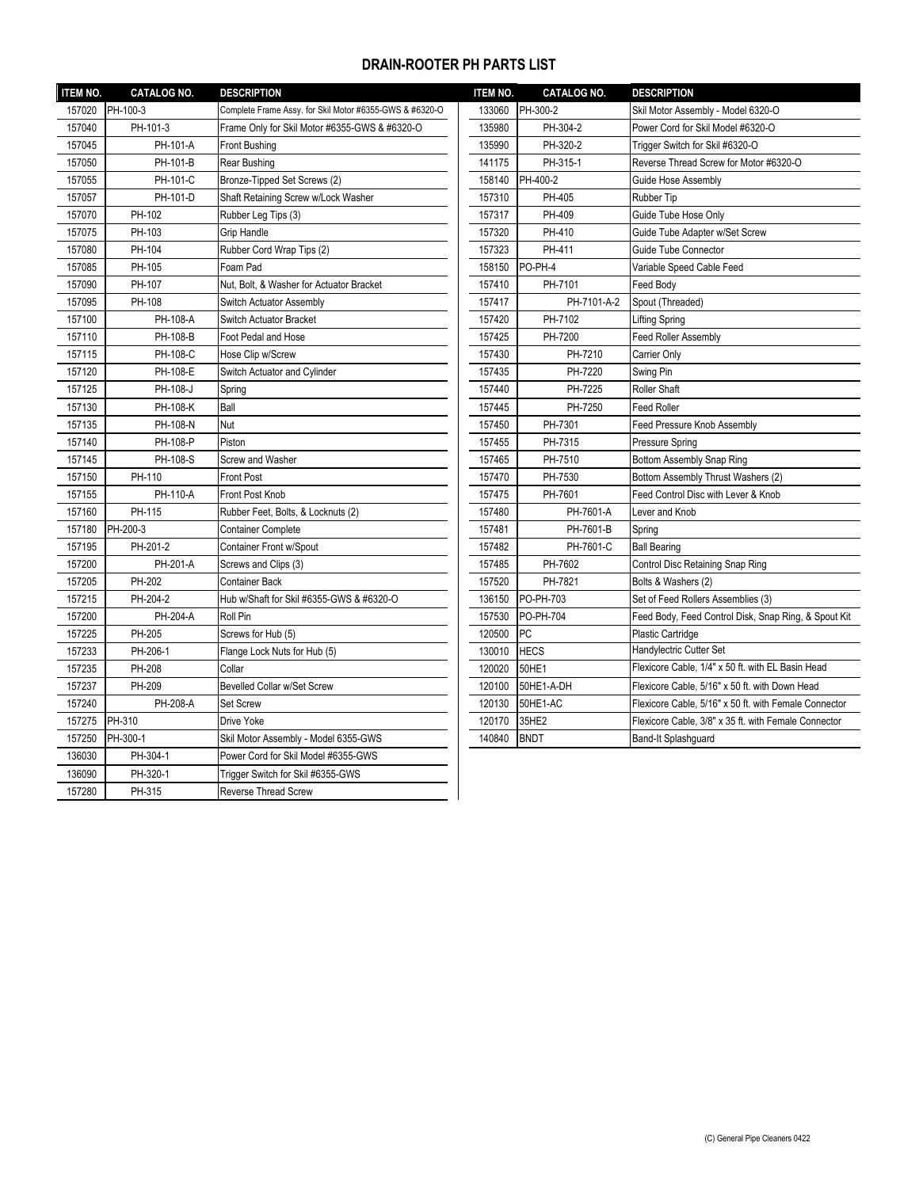## DRAIN-ROOTER PH PARTS LIST

| ITEM NO. | CATALOG NO. | DESCRIPTION |
|---|---|---|
| 157020 | PH-100-3 | Complete Frame Assy. for Skil Motor #6355-GWS & #6320-O |
| 157040 | PH-101-3 | Frame Only for Skil Motor #6355-GWS & #6320-O |
| 157045 | PH-101-A | Front Bushing |
| 157050 | PH-101-B | Rear Bushing |
| 157055 | PH-101-C | Bronze-Tipped Set Screws (2) |
| 157057 | PH-101-D | Shaft Retaining Screw w/Lock Washer |
| 157070 | PH-102 | Rubber Leg Tips (3) |
| 157075 | PH-103 | Grip Handle |
| 157080 | PH-104 | Rubber Cord Wrap Tips (2) |
| 157085 | PH-105 | Foam Pad |
| 157090 | PH-107 | Nut, Bolt, & Washer for Actuator Bracket |
| 157095 | PH-108 | Switch Actuator Assembly |
| 157100 | PH-108-A | Switch Actuator Bracket |
| 157110 | PH-108-B | Foot Pedal and Hose |
| 157115 | PH-108-C | Hose Clip w/Screw |
| 157120 | PH-108-E | Switch Actuator and Cylinder |
| 157125 | PH-108-J | Spring |
| 157130 | PH-108-K | Ball |
| 157135 | PH-108-N | Nut |
| 157140 | PH-108-P | Piston |
| 157145 | PH-108-S | Screw and Washer |
| 157150 | PH-110 | Front Post |
| 157155 | PH-110-A | Front Post Knob |
| 157160 | PH-115 | Rubber Feet, Bolts, & Locknuts (2) |
| 157180 | PH-200-3 | Container Complete |
| 157195 | PH-201-2 | Container Front w/Spout |
| 157200 | PH-201-A | Screws and Clips (3) |
| 157205 | PH-202 | Container Back |
| 157215 | PH-204-2 | Hub w/Shaft for Skil #6355-GWS & #6320-O |
| 157200 | PH-204-A | Roll Pin |
| 157225 | PH-205 | Screws for Hub (5) |
| 157233 | PH-206-1 | Flange Lock Nuts for Hub (5) |
| 157235 | PH-208 | Collar |
| 157237 | PH-209 | Bevelled Collar w/Set Screw |
| 157240 | PH-208-A | Set Screw |
| 157275 | PH-310 | Drive Yoke |
| 157250 | PH-300-1 | Skil Motor Assembly - Model 6355-GWS |
| 136030 | PH-304-1 | Power Cord for Skil Model #6355-GWS |
| 136090 | PH-320-1 | Trigger Switch for Skil #6355-GWS |
| 157280 | PH-315 | Reverse Thread Screw |
| 133060 | PH-300-2 | Skil Motor Assembly - Model 6320-O |
| 135980 | PH-304-2 | Power Cord for Skil Model #6320-O |
| 135990 | PH-320-2 | Trigger Switch for Skil #6320-O |
| 141175 | PH-315-1 | Reverse Thread Screw for Motor #6320-O |
| 158140 | PH-400-2 | Guide Hose Assembly |
| 157310 | PH-405 | Rubber Tip |
| 157317 | PH-409 | Guide Tube Hose Only |
| 157320 | PH-410 | Guide Tube Adapter w/Set Screw |
| 157323 | PH-411 | Guide Tube Connector |
| 158150 | PO-PH-4 | Variable Speed Cable Feed |
| 157410 | PH-7101 | Feed Body |
| 157417 | PH-7101-A-2 | Spout (Threaded) |
| 157420 | PH-7102 | Lifting Spring |
| 157425 | PH-7200 | Feed Roller Assembly |
| 157430 | PH-7210 | Carrier Only |
| 157435 | PH-7220 | Swing Pin |
| 157440 | PH-7225 | Roller Shaft |
| 157445 | PH-7250 | Feed Roller |
| 157450 | PH-7301 | Feed Pressure Knob Assembly |
| 157455 | PH-7315 | Pressure Spring |
| 157465 | PH-7510 | Bottom Assembly Snap Ring |
| 157470 | PH-7530 | Bottom Assembly Thrust Washers (2) |
| 157475 | PH-7601 | Feed Control Disc with Lever & Knob |
| 157480 | PH-7601-A | Lever and Knob |
| 157481 | PH-7601-B | Spring |
| 157482 | PH-7601-C | Ball Bearing |
| 157485 | PH-7602 | Control Disc Retaining Snap Ring |
| 157520 | PH-7821 | Bolts & Washers (2) |
| 136150 | PO-PH-703 | Set of Feed Rollers Assemblies (3) |
| 157530 | PO-PH-704 | Feed Body, Feed Control Disk, Snap Ring, & Spout Kit |
| 120500 | PC | Plastic Cartridge |
| 130010 | HECS | Handylectric Cutter Set |
| 120020 | 50HE1 | Flexicore Cable, 1/4" x 50 ft. with EL Basin Head |
| 120100 | 50HE1-A-DH | Flexicore Cable, 5/16" x 50 ft. with Down Head |
| 120130 | 50HE1-AC | Flexicore Cable, 5/16" x 50 ft. with Female Connector |
| 120170 | 35HE2 | Flexicore Cable, 3/8" x 35 ft. with Female Connector |
| 140840 | BNDT | Band-It Splashguard |

(C) General Pipe Cleaners 0422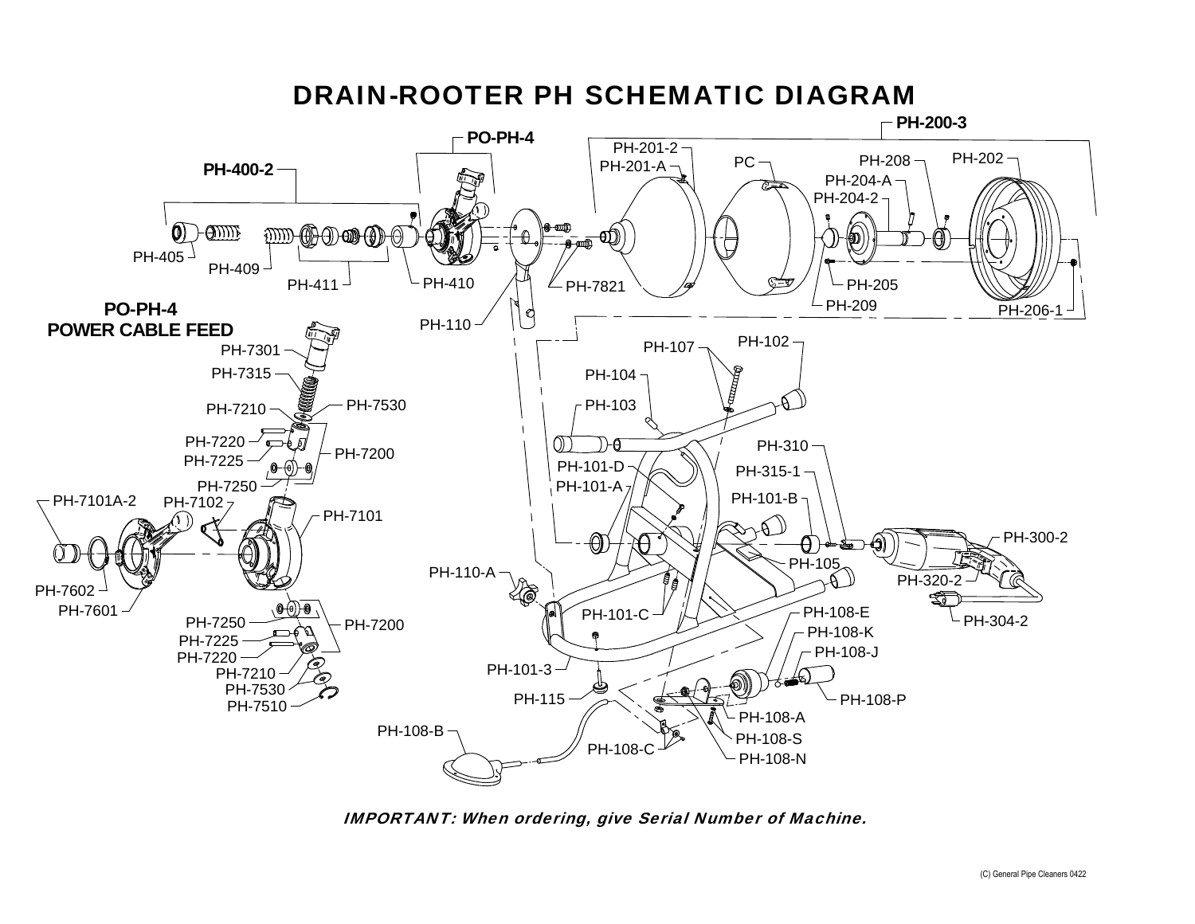# DRAIN-ROOTER PH SCHEMATIC DIAGRAM

PH-200-3

PO-PH-4

PH-400-2

PH-201-2
PH-201-A
PC
PH-208
PH-202
PH-204-A
PH-204-2

PH-405
PH-409
PH-411
PH-410
PH-7821
PH-205
PH-209
PH-206-1

PH-110

**PO-PH-4**
**POWER CABLE FEED**

PH-7301
PH-7315
PH-7210
PH-7530
PH-7220
PH-7225
PH-7200
PH-7250
PH-7101A-2
PH-7102
PH-7101
PH-7602
PH-7601
PH-7250
PH-7200
PH-7225
PH-7220
PH-7210
PH-7530
PH-7510

PH-107
PH-102
PH-104
PH-103
PH-310
PH-101-D
PH-315-1
PH-101-A
PH-101-B
PH-300-2
PH-105
PH-110-A
PH-320-2
PH-101-C
PH-108-E
PH-304-2
PH-108-K
PH-108-J
PH-101-3
PH-115
PH-108-P
PH-108-A
PH-108-B
PH-108-S
PH-108-C
PH-108-N

*IMPORTANT: When ordering, give Serial Number of Machine.*

(C) General Pipe Cleaners 0422